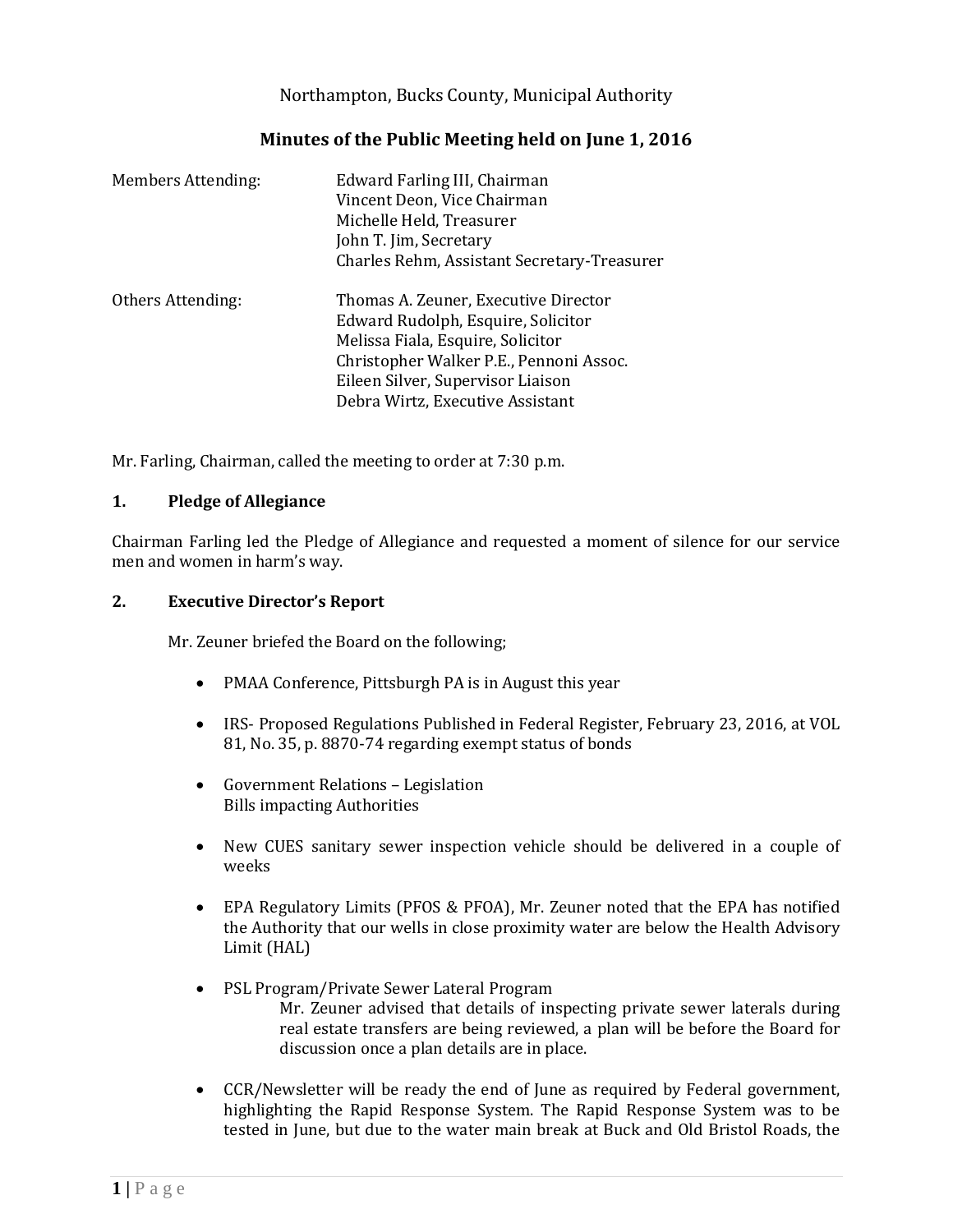Northampton, Bucks County, Municipal Authority

# Minutes of the Public Meeting held on June 1, 2016

Members Attending: Edward Farling III, Chairman
Vincent Deon, Vice Chairman
Michelle Held, Treasurer
John T. Jim, Secretary
Charles Rehm, Assistant Secretary-Treasurer

Others Attending: Thomas A. Zeuner, Executive Director
Edward Rudolph, Esquire, Solicitor
Melissa Fiala, Esquire, Solicitor
Christopher Walker P.E., Pennoni Assoc.
Eileen Silver, Supervisor Liaison
Debra Wirtz, Executive Assistant

Mr. Farling, Chairman, called the meeting to order at 7:30 p.m.

## 1. Pledge of Allegiance

Chairman Farling led the Pledge of Allegiance and requested a moment of silence for our service men and women in harm's way.

## 2. Executive Director's Report

Mr. Zeuner briefed the Board on the following;

- PMAA Conference, Pittsburgh PA is in August this year
- IRS- Proposed Regulations Published in Federal Register, February 23, 2016, at VOL 81, No. 35, p. 8870-74 regarding exempt status of bonds
- Government Relations – Legislation
  Bills impacting Authorities
- New CUES sanitary sewer inspection vehicle should be delivered in a couple of weeks
- EPA Regulatory Limits (PFOS & PFOA), Mr. Zeuner noted that the EPA has notified the Authority that our wells in close proximity water are below the Health Advisory Limit (HAL)
- PSL Program/Private Sewer Lateral Program
  Mr. Zeuner advised that details of inspecting private sewer laterals during real estate transfers are being reviewed, a plan will be before the Board for discussion once a plan details are in place.
- CCR/Newsletter will be ready the end of June as required by Federal government, highlighting the Rapid Response System. The Rapid Response System was to be tested in June, but due to the water main break at Buck and Old Bristol Roads, the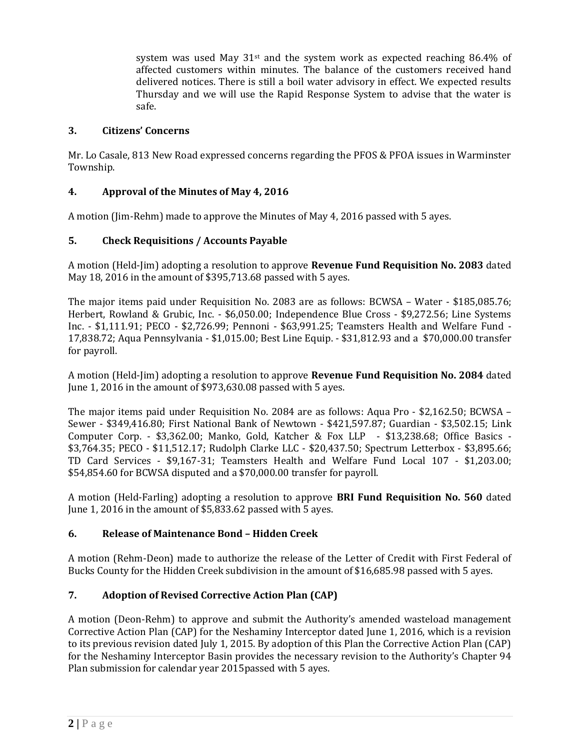system was used May 31st and the system work as expected reaching 86.4% of affected customers within minutes. The balance of the customers received hand delivered notices. There is still a boil water advisory in effect. We expected results Thursday and we will use the Rapid Response System to advise that the water is safe.

## 3. Citizens' Concerns

Mr. Lo Casale, 813 New Road expressed concerns regarding the PFOS & PFOA issues in Warminster Township.

## 4. Approval of the Minutes of May 4, 2016

A motion (Jim-Rehm) made to approve the Minutes of May 4, 2016 passed with 5 ayes.

## 5. Check Requisitions / Accounts Payable

A motion (Held-Jim) adopting a resolution to approve **Revenue Fund Requisition No. 2083** dated May 18, 2016 in the amount of $395,713.68 passed with 5 ayes.

The major items paid under Requisition No. 2083 are as follows: BCWSA – Water - $185,085.76; Herbert, Rowland & Grubic, Inc. - $6,050.00; Independence Blue Cross - $9,272.56; Line Systems Inc. - $1,111.91; PECO - $2,726.99; Pennoni - $63,991.25; Teamsters Health and Welfare Fund - 17,838.72; Aqua Pennsylvania - $1,015.00; Best Line Equip. - $31,812.93 and a $70,000.00 transfer for payroll.

A motion (Held-Jim) adopting a resolution to approve **Revenue Fund Requisition No. 2084** dated June 1, 2016 in the amount of $973,630.08 passed with 5 ayes.

The major items paid under Requisition No. 2084 are as follows: Aqua Pro - $2,162.50; BCWSA – Sewer - $349,416.80; First National Bank of Newtown - $421,597.87; Guardian - $3,502.15; Link Computer Corp. - $3,362.00; Manko, Gold, Katcher & Fox LLP - $13,238.68; Office Basics - $3,764.35; PECO - $11,512.17; Rudolph Clarke LLC - $20,437.50; Spectrum Letterbox - $3,895.66; TD Card Services - $9,167-31; Teamsters Health and Welfare Fund Local 107 - $1,203.00; $54,854.60 for BCWSA disputed and a $70,000.00 transfer for payroll.

A motion (Held-Farling) adopting a resolution to approve **BRI Fund Requisition No. 560** dated June 1, 2016 in the amount of $5,833.62 passed with 5 ayes.

## 6. Release of Maintenance Bond – Hidden Creek

A motion (Rehm-Deon) made to authorize the release of the Letter of Credit with First Federal of Bucks County for the Hidden Creek subdivision in the amount of $16,685.98 passed with 5 ayes.

## 7. Adoption of Revised Corrective Action Plan (CAP)

A motion (Deon-Rehm) to approve and submit the Authority's amended wasteload management Corrective Action Plan (CAP) for the Neshaminy Interceptor dated June 1, 2016, which is a revision to its previous revision dated July 1, 2015. By adoption of this Plan the Corrective Action Plan (CAP) for the Neshaminy Interceptor Basin provides the necessary revision to the Authority's Chapter 94 Plan submission for calendar year 2015passed with 5 ayes.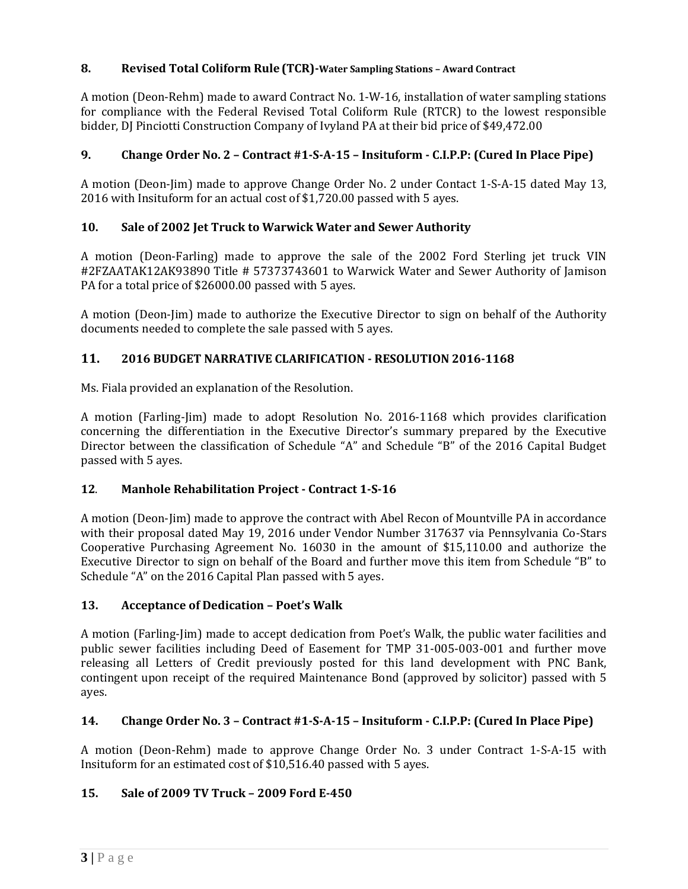### 8. Revised Total Coliform Rule (TCR)-Water Sampling Stations – Award Contract

A motion (Deon-Rehm) made to award Contract No. 1-W-16, installation of water sampling stations for compliance with the Federal Revised Total Coliform Rule (RTCR) to the lowest responsible bidder, DJ Pinciotti Construction Company of Ivyland PA at their bid price of $49,472.00

### 9. Change Order No. 2 – Contract #1-S-A-15 – Insituform - C.I.P.P: (Cured In Place Pipe)

A motion (Deon-Jim) made to approve Change Order No. 2 under Contact 1-S-A-15 dated May 13, 2016 with Insituform for an actual cost of $1,720.00 passed with 5 ayes.

### 10. Sale of 2002 Jet Truck to Warwick Water and Sewer Authority

A motion (Deon-Farling) made to approve the sale of the 2002 Ford Sterling jet truck VIN #2FZAATAK12AK93890 Title # 57373743601 to Warwick Water and Sewer Authority of Jamison PA for a total price of $26000.00 passed with 5 ayes.

A motion (Deon-Jim) made to authorize the Executive Director to sign on behalf of the Authority documents needed to complete the sale passed with 5 ayes.

### 11. 2016 BUDGET NARRATIVE CLARIFICATION - RESOLUTION 2016-1168

Ms. Fiala provided an explanation of the Resolution.

A motion (Farling-Jim) made to adopt Resolution No. 2016-1168 which provides clarification concerning the differentiation in the Executive Director's summary prepared by the Executive Director between the classification of Schedule "A" and Schedule "B" of the 2016 Capital Budget passed with 5 ayes.

### 12. Manhole Rehabilitation Project - Contract 1-S-16

A motion (Deon-Jim) made to approve the contract with Abel Recon of Mountville PA in accordance with their proposal dated May 19, 2016 under Vendor Number 317637 via Pennsylvania Co-Stars Cooperative Purchasing Agreement No. 16030 in the amount of $15,110.00 and authorize the Executive Director to sign on behalf of the Board and further move this item from Schedule "B" to Schedule "A" on the 2016 Capital Plan passed with 5 ayes.

### 13. Acceptance of Dedication – Poet's Walk

A motion (Farling-Jim) made to accept dedication from Poet's Walk, the public water facilities and public sewer facilities including Deed of Easement for TMP 31-005-003-001 and further move releasing all Letters of Credit previously posted for this land development with PNC Bank, contingent upon receipt of the required Maintenance Bond (approved by solicitor) passed with 5 ayes.

### 14. Change Order No. 3 – Contract #1-S-A-15 – Insituform - C.I.P.P: (Cured In Place Pipe)

A motion (Deon-Rehm) made to approve Change Order No. 3 under Contract 1-S-A-15 with Insituform for an estimated cost of $10,516.40 passed with 5 ayes.

### 15. Sale of 2009 TV Truck – 2009 Ford E-450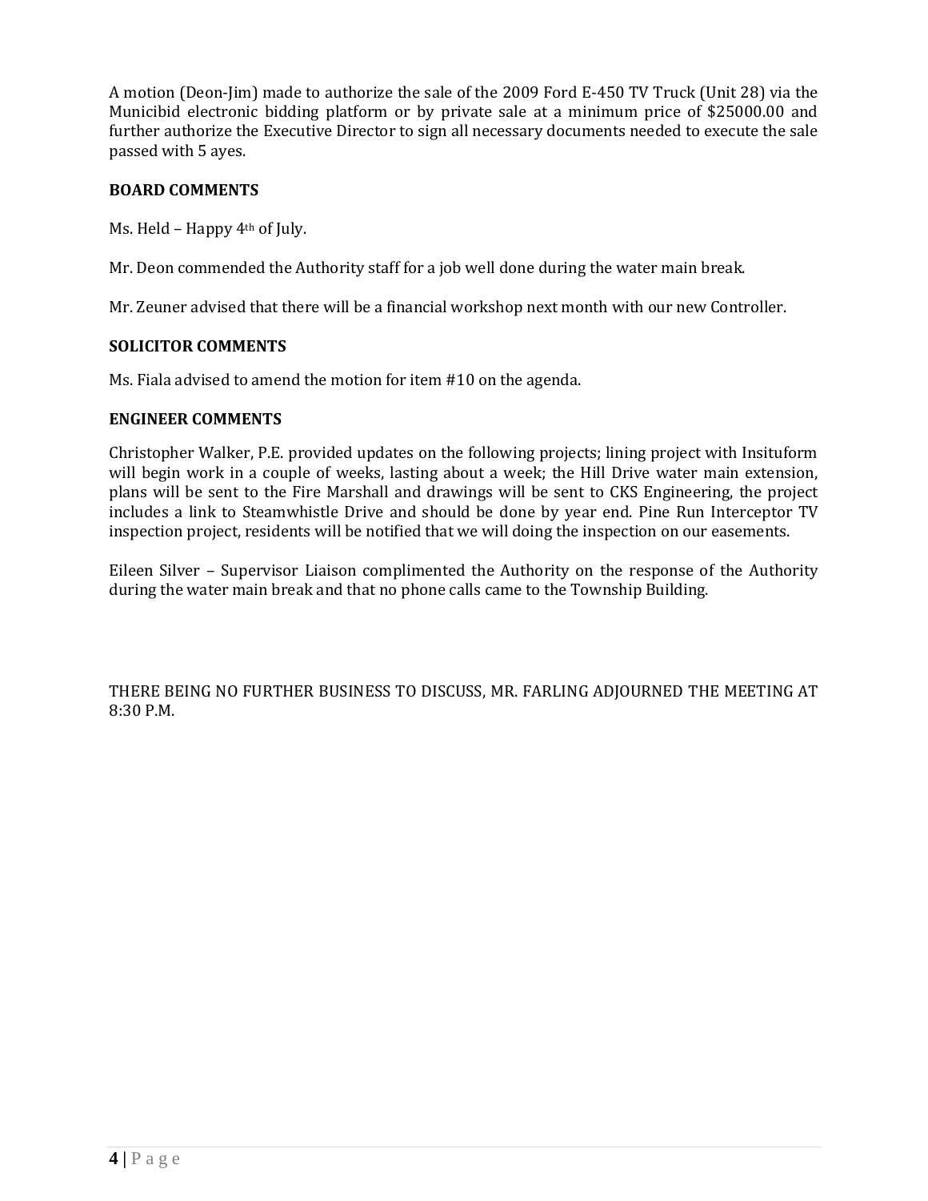A motion (Deon-Jim) made to authorize the sale of the 2009 Ford E-450 TV Truck (Unit 28) via the Municibid electronic bidding platform or by private sale at a minimum price of $25000.00 and further authorize the Executive Director to sign all necessary documents needed to execute the sale passed with 5 ayes.

**BOARD COMMENTS**

Ms. Held – Happy 4th of July.

Mr. Deon commended the Authority staff for a job well done during the water main break.

Mr. Zeuner advised that there will be a financial workshop next month with our new Controller.

**SOLICITOR COMMENTS**

Ms. Fiala advised to amend the motion for item #10 on the agenda.

**ENGINEER COMMENTS**

Christopher Walker, P.E. provided updates on the following projects; lining project with Insituform will begin work in a couple of weeks, lasting about a week; the Hill Drive water main extension, plans will be sent to the Fire Marshall and drawings will be sent to CKS Engineering, the project includes a link to Steamwhistle Drive and should be done by year end. Pine Run Interceptor TV inspection project, residents will be notified that we will doing the inspection on our easements.

Eileen Silver – Supervisor Liaison complimented the Authority on the response of the Authority during the water main break and that no phone calls came to the Township Building.

THERE BEING NO FURTHER BUSINESS TO DISCUSS, MR. FARLING ADJOURNED THE MEETING AT 8:30 P.M.